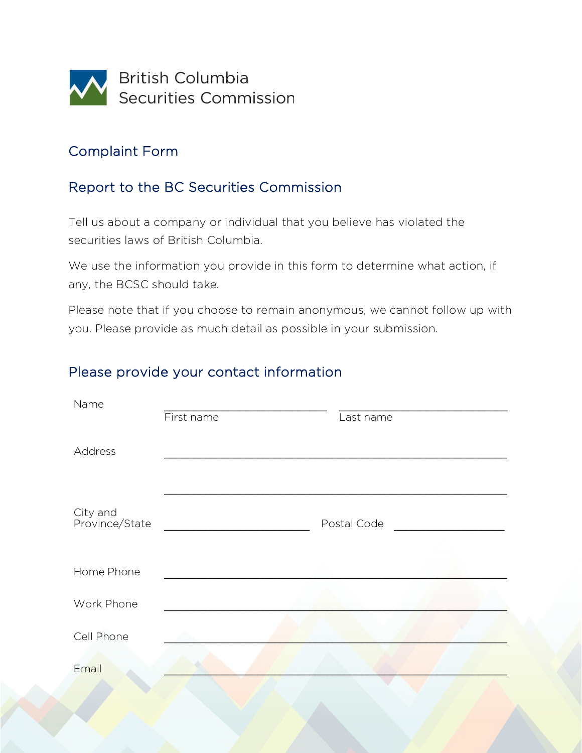British Columbia
Securities Commission

# Complaint Form

## Report to the BC Securities Commission

Tell us about a company or individual that you believe has violated the securities laws of British Columbia.

We use the information you provide in this form to determine what action, if any, the BCSC should take.

Please note that if you choose to remain anonymous, we cannot follow up with you. Please provide as much detail as possible in your submission.

## Please provide your contact information

Name ______________________ ______________________
First name Last name

Address ______________________________________________

______________________________________________

City and Province/State ______________________ Postal Code ______________

Home Phone ______________________________________________

Work Phone ______________________________________________

Cell Phone ______________________________________________

Email ______________________________________________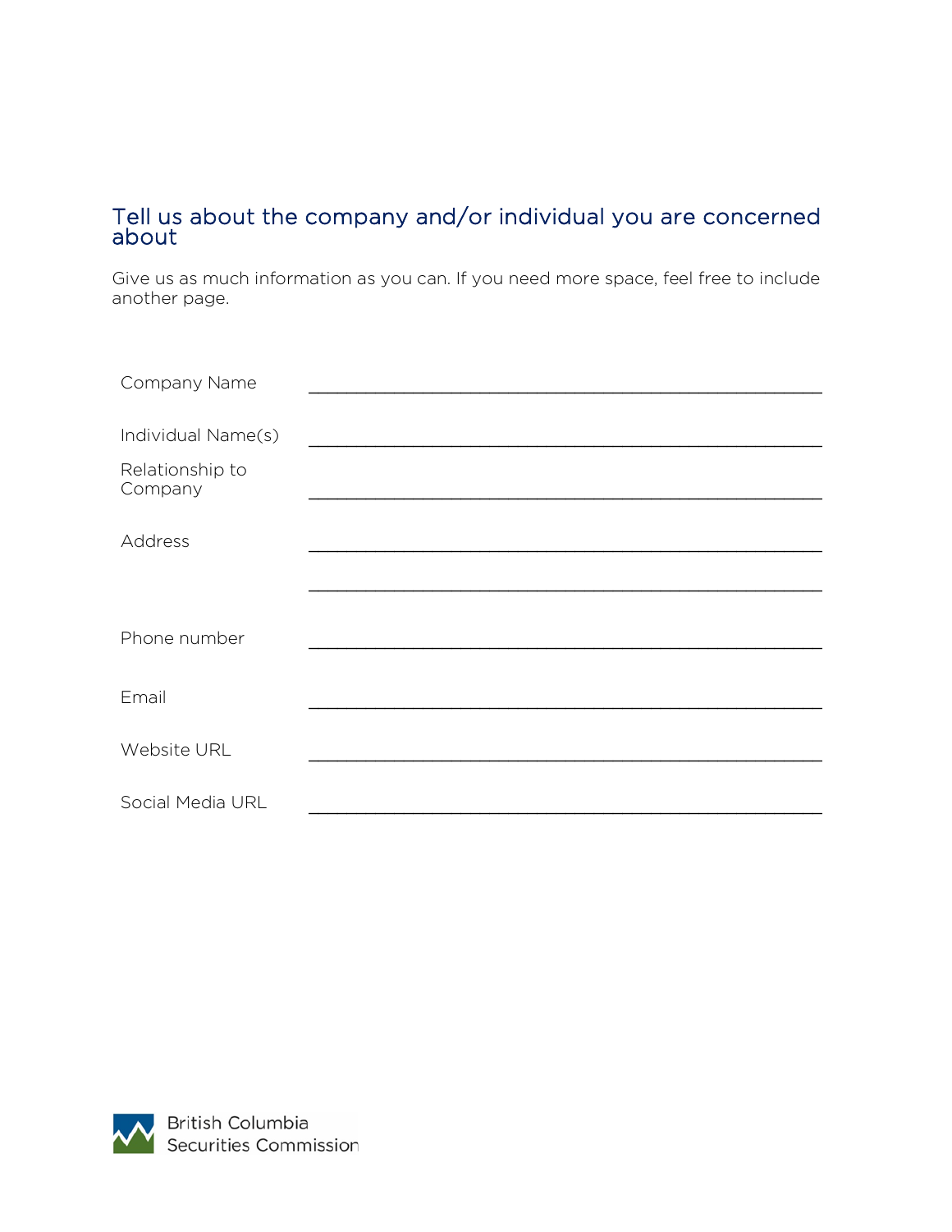## Tell us about the company and/or individual you are concerned about

Give us as much information as you can. If you need more space, feel free to include another page.

Company Name \_\_\_\_\_\_\_\_\_\_\_\_\_\_\_\_\_\_\_\_\_\_\_\_\_\_\_\_\_\_\_\_\_\_\_\_\_\_\_\_\_\_\_\_\_\_\_\_\_\_

Individual Name(s) \_\_\_\_\_\_\_\_\_\_\_\_\_\_\_\_\_\_\_\_\_\_\_\_\_\_\_\_\_\_\_\_\_\_\_\_\_\_\_\_\_\_\_\_\_\_\_\_\_\_

Relationship to Company \_\_\_\_\_\_\_\_\_\_\_\_\_\_\_\_\_\_\_\_\_\_\_\_\_\_\_\_\_\_\_\_\_\_\_\_\_\_\_\_\_\_\_\_\_\_\_\_\_\_

Address \_\_\_\_\_\_\_\_\_\_\_\_\_\_\_\_\_\_\_\_\_\_\_\_\_\_\_\_\_\_\_\_\_\_\_\_\_\_\_\_\_\_\_\_\_\_\_\_\_\_

\_\_\_\_\_\_\_\_\_\_\_\_\_\_\_\_\_\_\_\_\_\_\_\_\_\_\_\_\_\_\_\_\_\_\_\_\_\_\_\_\_\_\_\_\_\_\_\_\_\_

Phone number \_\_\_\_\_\_\_\_\_\_\_\_\_\_\_\_\_\_\_\_\_\_\_\_\_\_\_\_\_\_\_\_\_\_\_\_\_\_\_\_\_\_\_\_\_\_\_\_\_\_

Email \_\_\_\_\_\_\_\_\_\_\_\_\_\_\_\_\_\_\_\_\_\_\_\_\_\_\_\_\_\_\_\_\_\_\_\_\_\_\_\_\_\_\_\_\_\_\_\_\_\_

Website URL \_\_\_\_\_\_\_\_\_\_\_\_\_\_\_\_\_\_\_\_\_\_\_\_\_\_\_\_\_\_\_\_\_\_\_\_\_\_\_\_\_\_\_\_\_\_\_\_\_\_

Social Media URL \_\_\_\_\_\_\_\_\_\_\_\_\_\_\_\_\_\_\_\_\_\_\_\_\_\_\_\_\_\_\_\_\_\_\_\_\_\_\_\_\_\_\_\_\_\_\_\_\_\_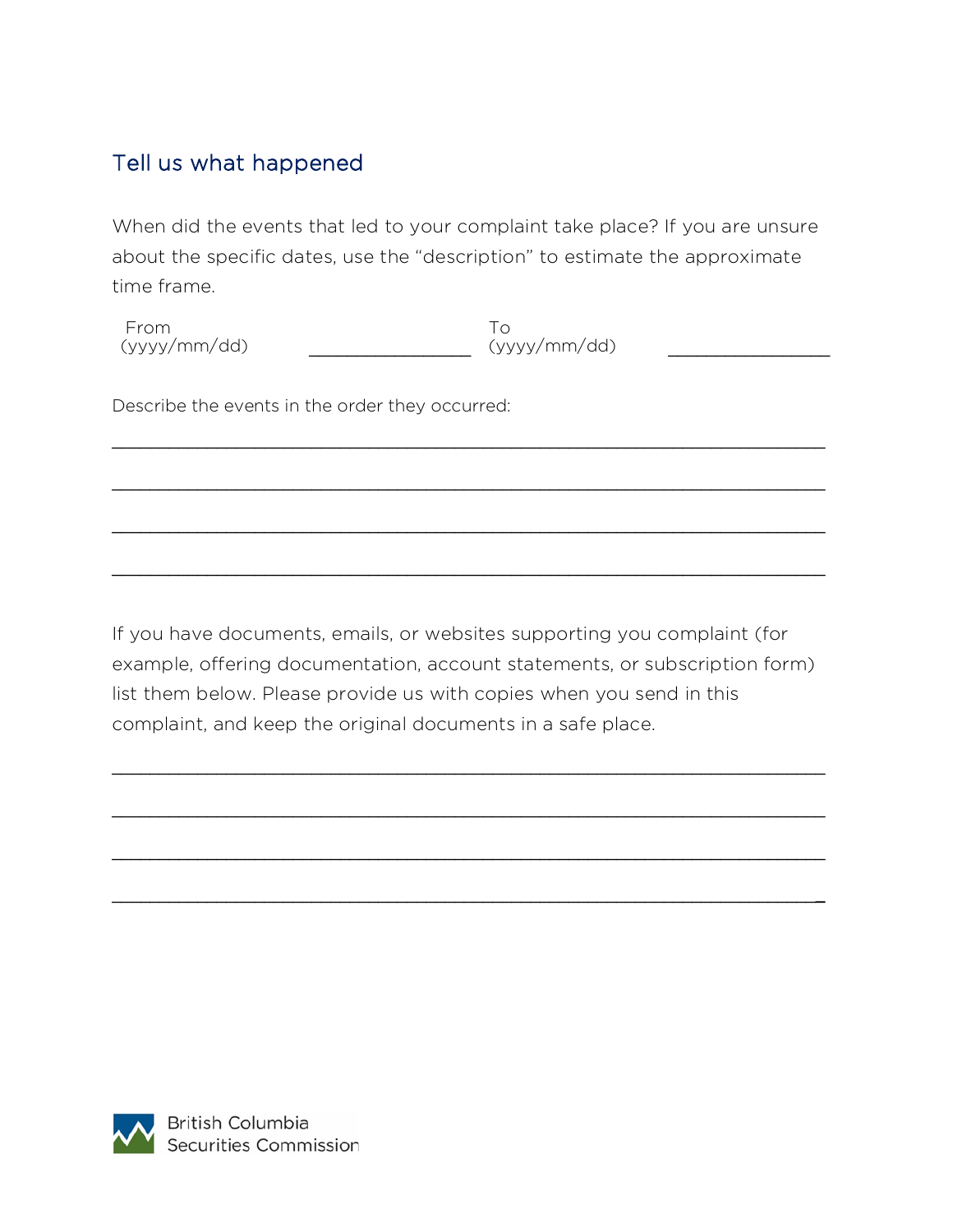## Tell us what happened

When did the events that led to your complaint take place? If you are unsure about the specific dates, use the "description" to estimate the approximate time frame.

From (yyyy/mm/dd) ________________ To (yyyy/mm/dd) ________________

Describe the events in the order they occurred:

______________________________________________________________________

______________________________________________________________________

______________________________________________________________________

______________________________________________________________________

If you have documents, emails, or websites supporting you complaint (for example, offering documentation, account statements, or subscription form) list them below. Please provide us with copies when you send in this complaint, and keep the original documents in a safe place.

______________________________________________________________________

______________________________________________________________________

______________________________________________________________________

______________________________________________________________________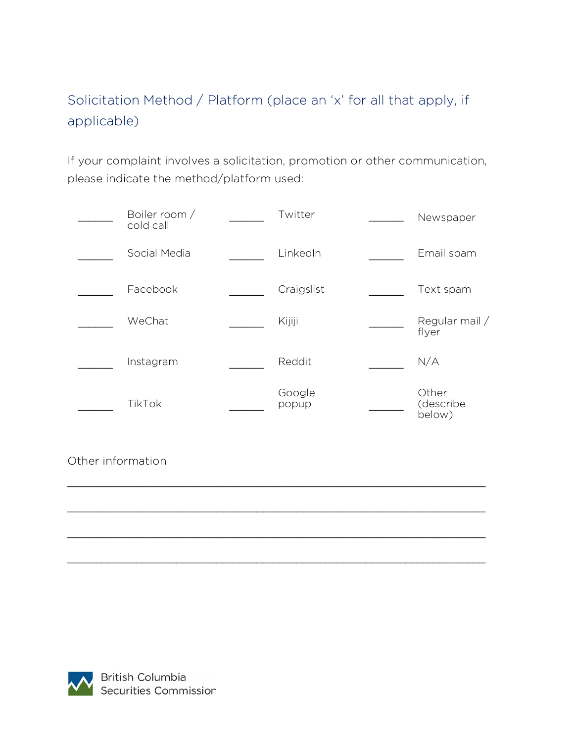## Solicitation Method / Platform (place an 'x' for all that apply, if applicable)

If your complaint involves a solicitation, promotion or other communication, please indicate the method/platform used:

| | | | | | |
|---|---|---|---|---|---|
| ______ | Boiler room / cold call | ______ | Twitter | ______ | Newspaper |
| ______ | Social Media | ______ | LinkedIn | ______ | Email spam |
| ______ | Facebook | ______ | Craigslist | ______ | Text spam |
| ______ | WeChat | ______ | Kijiji | ______ | Regular mail / flyer |
| ______ | Instagram | ______ | Reddit | ______ | N/A |
| ______ | TikTok | ______ | Google popup | ______ | Other (describe below) |

Other information

_______________________________________________________________

_______________________________________________________________

_______________________________________________________________

_______________________________________________________________

British Columbia Securities Commission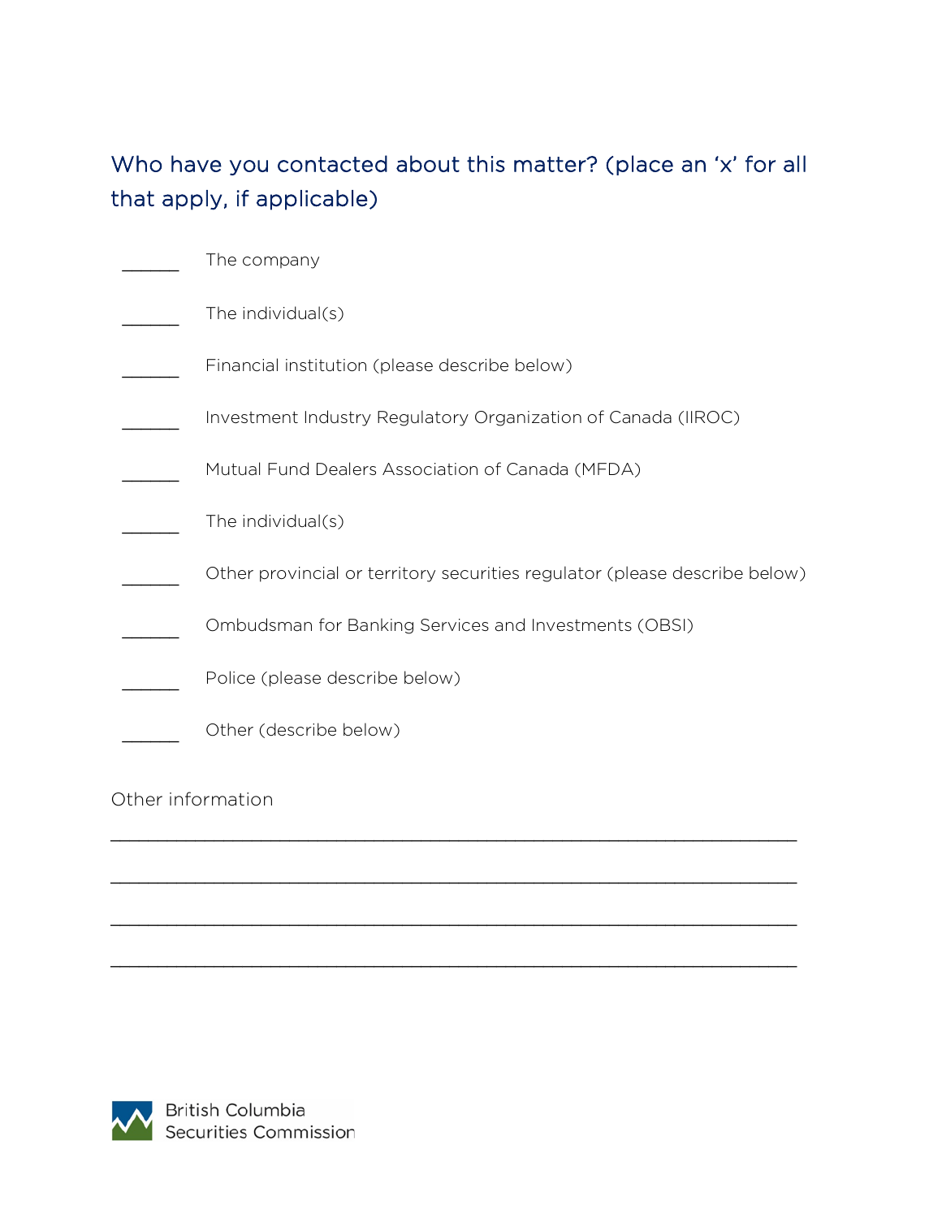## Who have you contacted about this matter? (place an 'x' for all that apply, if applicable)

______ The company

______ The individual(s)

______ Financial institution (please describe below)

______ Investment Industry Regulatory Organization of Canada (IIROC)

______ Mutual Fund Dealers Association of Canada (MFDA)

______ The individual(s)

______ Other provincial or territory securities regulator (please describe below)

______ Ombudsman for Banking Services and Investments (OBSI)

______ Police (please describe below)

______ Other (describe below)

Other information

________________________________________________________________

________________________________________________________________

________________________________________________________________

________________________________________________________________

British Columbia Securities Commission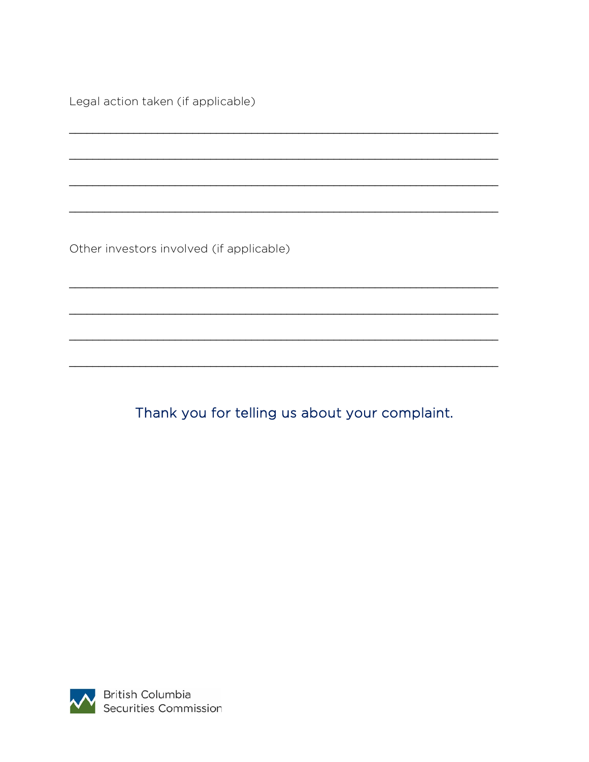Legal action taken (if applicable)

______________________________________________________________________

______________________________________________________________________

______________________________________________________________________

______________________________________________________________________

Other investors involved (if applicable)

______________________________________________________________________

______________________________________________________________________

______________________________________________________________________

______________________________________________________________________

Thank you for telling us about your complaint.

British Columbia Securities Commission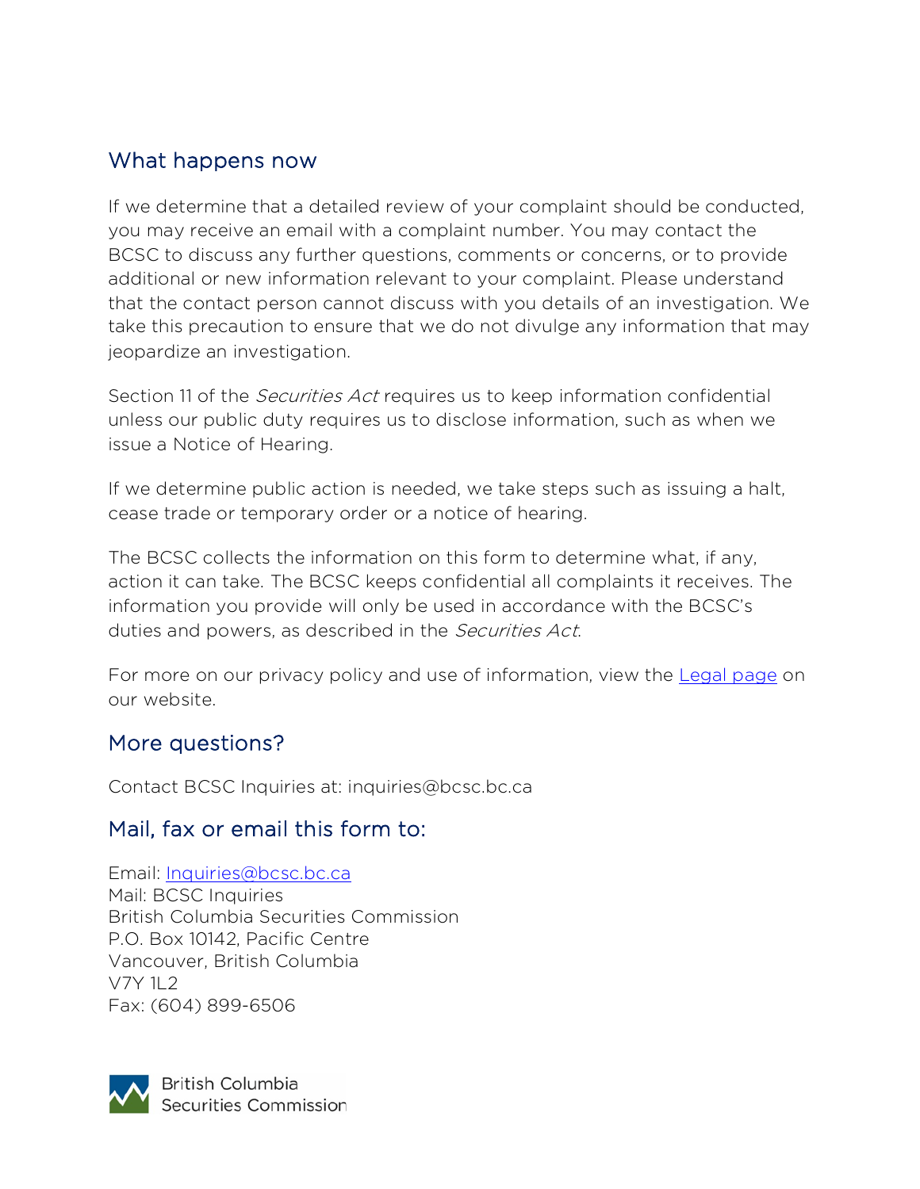## What happens now

If we determine that a detailed review of your complaint should be conducted, you may receive an email with a complaint number. You may contact the BCSC to discuss any further questions, comments or concerns, or to provide additional or new information relevant to your complaint. Please understand that the contact person cannot discuss with you details of an investigation. We take this precaution to ensure that we do not divulge any information that may jeopardize an investigation.

Section 11 of the *Securities Act* requires us to keep information confidential unless our public duty requires us to disclose information, such as when we issue a Notice of Hearing.

If we determine public action is needed, we take steps such as issuing a halt, cease trade or temporary order or a notice of hearing.

The BCSC collects the information on this form to determine what, if any, action it can take. The BCSC keeps confidential all complaints it receives. The information you provide will only be used in accordance with the BCSC's duties and powers, as described in the *Securities Act*.

For more on our privacy policy and use of information, view the Legal page on our website.

## More questions?

Contact BCSC Inquiries at: inquiries@bcsc.bc.ca

## Mail, fax or email this form to:

Email: Inquiries@bcsc.bc.ca
Mail: BCSC Inquiries
British Columbia Securities Commission
P.O. Box 10142, Pacific Centre
Vancouver, British Columbia
V7Y 1L2
Fax: (604) 899-6506

British Columbia Securities Commission